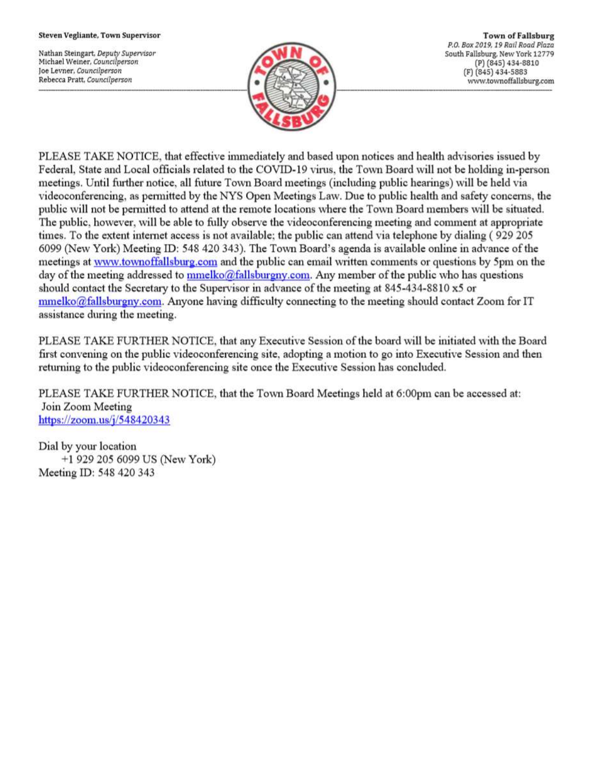**Steven Vegliante, Town Supervisor**

Nathan Steingart, *Deputy Supervisor*
Michael Weiner, *Councilperson*
Joe Levner, *Councilperson*
Rebecca Pratt, *Councilperson*

**Town of Fallsburg**
*P.O. Box 2019, 19 Rail Road Plaza*
South Fallsburg, New York 12779
(P) (845) 434-8810
(F) (845) 434-5883
www.townoffallsburg.com

---

PLEASE TAKE NOTICE, that effective immediately and based upon notices and health advisories issued by Federal, State and Local officials related to the COVID-19 virus, the Town Board will not be holding in-person meetings. Until further notice, all future Town Board meetings (including public hearings) will be held via videoconferencing, as permitted by the NYS Open Meetings Law. Due to public health and safety concerns, the public will not be permitted to attend at the remote locations where the Town Board members will be situated. The public, however, will be able to fully observe the videoconferencing meeting and comment at appropriate times. To the extent internet access is not available; the public can attend via telephone by dialing ( 929 205 6099 (New York) Meeting ID: 548 420 343). The Town Board's agenda is available online in advance of the meetings at www.townoffallsburg.com and the public can email written comments or questions by 5pm on the day of the meeting addressed to mmelko@fallsburgny.com. Any member of the public who has questions should contact the Secretary to the Supervisor in advance of the meeting at 845-434-8810 x5 or mmelko@fallsburgny.com. Anyone having difficulty connecting to the meeting should contact Zoom for IT assistance during the meeting.

PLEASE TAKE FURTHER NOTICE, that any Executive Session of the board will be initiated with the Board first convening on the public videoconferencing site, adopting a motion to go into Executive Session and then returning to the public videoconferencing site once the Executive Session has concluded.

PLEASE TAKE FURTHER NOTICE, that the Town Board Meetings held at 6:00pm can be accessed at:
Join Zoom Meeting
https://zoom.us/j/548420343

Dial by your location
+1 929 205 6099 US (New York)
Meeting ID: 548 420 343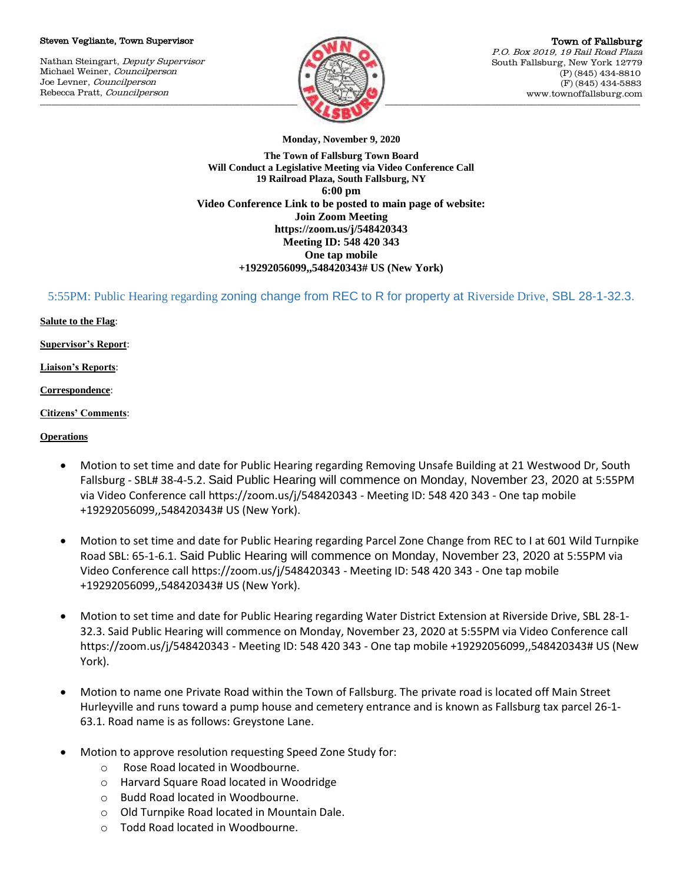Steven Vegliante, Town Supervisor

Nathan Steingart, *Deputy Supervisor*
Michael Weiner, *Councilperson*
Joe Levner, *Councilperson*
Rebecca Pratt, *Councilperson*

Town of Fallsburg
*P.O. Box 2019, 19 Rail Road Plaza*
South Fallsburg, New York 12779
(P) (845) 434-8810
(F) (845) 434-5883
www.townoffallsburg.com

**Monday, November 9, 2020**

**The Town of Fallsburg Town Board**
**Will Conduct a Legislative Meeting via Video Conference Call**
**19 Railroad Plaza, South Fallsburg, NY**
**6:00 pm**
**Video Conference Link to be posted to main page of website:**
**Join Zoom Meeting**
**https://zoom.us/j/548420343**
**Meeting ID: 548 420 343**
**One tap mobile**
**+19292056099,,548420343# US (New York)**

5:55PM: Public Hearing regarding zoning change from REC to R for property at Riverside Drive, SBL 28-1-32.3.

**Salute to the Flag**:

**Supervisor's Report**:

**Liaison's Reports**:

**Correspondence**:

**Citizens' Comments**:

**Operations**

- Motion to set time and date for Public Hearing regarding Removing Unsafe Building at 21 Westwood Dr, South Fallsburg - SBL# 38-4-5.2. Said Public Hearing will commence on Monday, November 23, 2020 at 5:55PM via Video Conference call https://zoom.us/j/548420343 - Meeting ID: 548 420 343 - One tap mobile +19292056099,,548420343# US (New York).

- Motion to set time and date for Public Hearing regarding Parcel Zone Change from REC to I at 601 Wild Turnpike Road SBL: 65-1-6.1. Said Public Hearing will commence on Monday, November 23, 2020 at 5:55PM via Video Conference call https://zoom.us/j/548420343 - Meeting ID: 548 420 343 - One tap mobile +19292056099,,548420343# US (New York).

- Motion to set time and date for Public Hearing regarding Water District Extension at Riverside Drive, SBL 28-1-32.3. Said Public Hearing will commence on Monday, November 23, 2020 at 5:55PM via Video Conference call https://zoom.us/j/548420343 - Meeting ID: 548 420 343 - One tap mobile +19292056099,,548420343# US (New York).

- Motion to name one Private Road within the Town of Fallsburg. The private road is located off Main Street Hurleyville and runs toward a pump house and cemetery entrance and is known as Fallsburg tax parcel 26-1-63.1. Road name is as follows: Greystone Lane.

- Motion to approve resolution requesting Speed Zone Study for:
  - Rose Road located in Woodbourne.
  - Harvard Square Road located in Woodridge
  - Budd Road located in Woodbourne.
  - Old Turnpike Road located in Mountain Dale.
  - Todd Road located in Woodbourne.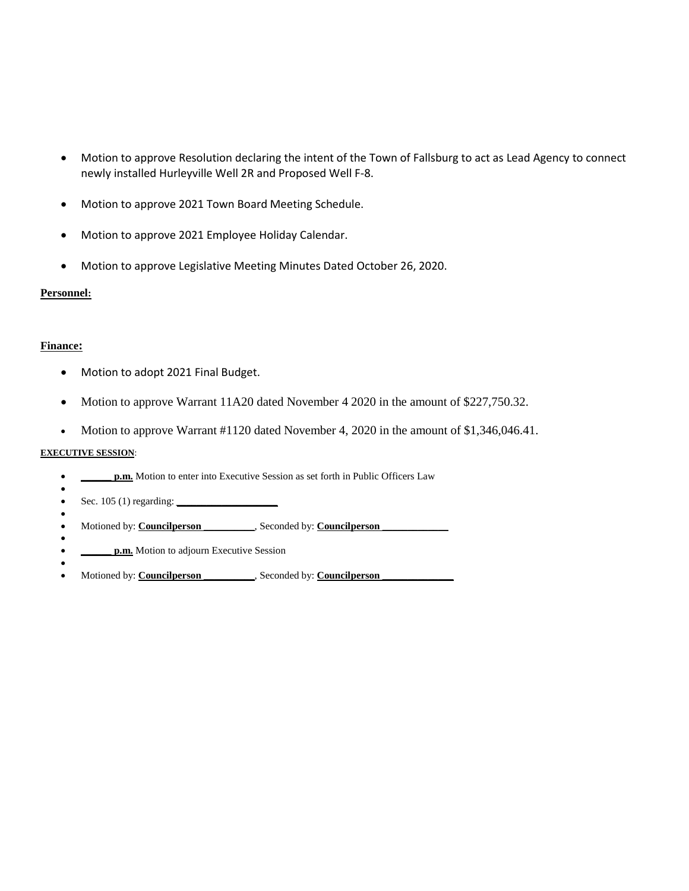- Motion to approve Resolution declaring the intent of the Town of Fallsburg to act as Lead Agency to connect newly installed Hurleyville Well 2R and Proposed Well F-8.

- Motion to approve 2021 Town Board Meeting Schedule.

- Motion to approve 2021 Employee Holiday Calendar.

- Motion to approve Legislative Meeting Minutes Dated October 26, 2020.

**Personnel:**

**Finance:**

- Motion to adopt 2021 Final Budget.

- Motion to approve Warrant 11A20 dated November 4 2020 in the amount of $227,750.32.

- Motion to approve Warrant #1120 dated November 4, 2020 in the amount of $1,346,046.41.

**EXECUTIVE SESSION**:

- **______ p.m.** Motion to enter into Executive Session as set forth in Public Officers Law
- 
- Sec. 105 (1) regarding: ___________________
- 
- Motioned by: **Councilperson __________**, Seconded by: **Councilperson _____________**
- 
- **______ p.m.** Motion to adjourn Executive Session
- 
- Motioned by: **Councilperson __________**, Seconded by: **Councilperson ______________**